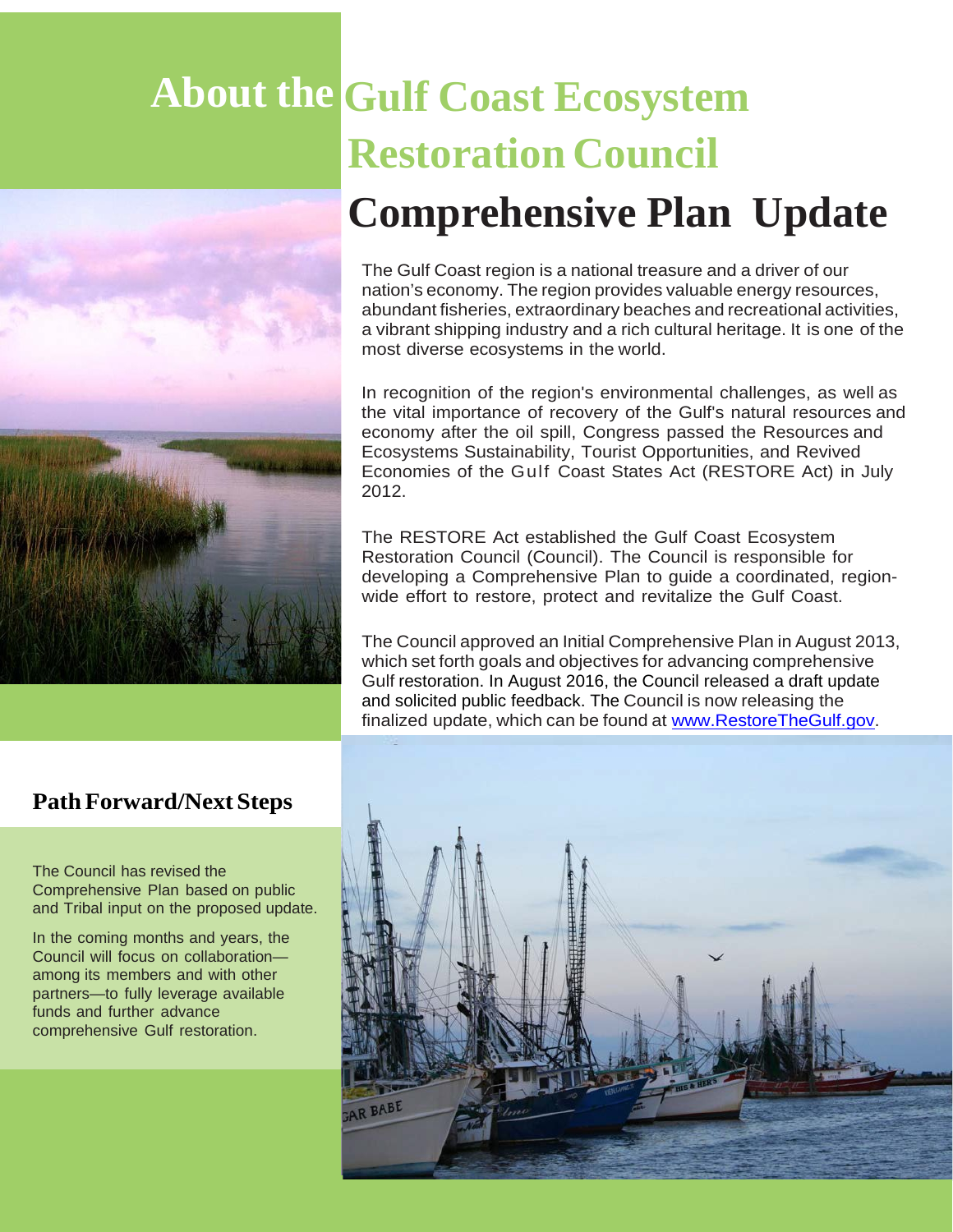# About the Gulf Coast Ecosystem Restoration Council

# Comprehensive Plan Update

The Gulf Coast region is a national treasure and a driver of our nation's economy. The region provides valuable energy resources, abundant fisheries, extraordinary beaches and recreational activities, a vibrant shipping industry and a rich cultural heritage. It is one of the most diverse ecosystems in the world.

In recognition of the region's environmental challenges, as well as the vital importance of recovery of the Gulf's natural resources and economy after the oil spill, Congress passed the Resources and Ecosystems Sustainability, Tourist Opportunities, and Revived Economies of the Gulf Coast States Act (RESTORE Act) in July 2012.

The RESTORE Act established the Gulf Coast Ecosystem Restoration Council (Council). The Council is responsible for developing a Comprehensive Plan to guide a coordinated, region-wide effort to restore, protect and revitalize the Gulf Coast.

The Council approved an Initial Comprehensive Plan in August 2013, which set forth goals and objectives for advancing comprehensive Gulf restoration. In August 2016, the Council released a draft update and solicited public feedback. The Council is now releasing the finalized update, which can be found at www.RestoreTheGulf.gov.

## Path Forward/Next Steps

The Council has revised the Comprehensive Plan based on public and Tribal input on the proposed update.

In the coming months and years, the Council will focus on collaboration—among its members and with other partners—to fully leverage available funds and further advance comprehensive Gulf restoration.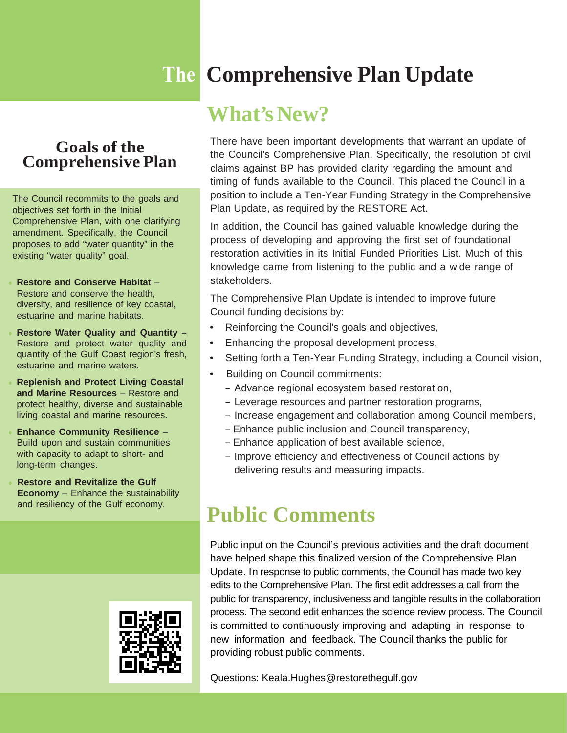# The Comprehensive Plan Update

## What's New?

There have been important developments that warrant an update of the Council's Comprehensive Plan. Specifically, the resolution of civil claims against BP has provided clarity regarding the amount and timing of funds available to the Council. This placed the Council in a position to include a Ten-Year Funding Strategy in the Comprehensive Plan Update, as required by the RESTORE Act.

In addition, the Council has gained valuable knowledge during the process of developing and approving the first set of foundational restoration activities in its Initial Funded Priorities List. Much of this knowledge came from listening to the public and a wide range of stakeholders.

The Comprehensive Plan Update is intended to improve future Council funding decisions by:

- Reinforcing the Council's goals and objectives,
- Enhancing the proposal development process,
- Setting forth a Ten-Year Funding Strategy, including a Council vision,
- Building on Council commitments:
  - Advance regional ecosystem based restoration,
  - Leverage resources and partner restoration programs,
  - Increase engagement and collaboration among Council members,
  - Enhance public inclusion and Council transparency,
  - Enhance application of best available science,
  - Improve efficiency and effectiveness of Council actions by delivering results and measuring impacts.

## Goals of the Comprehensive Plan

The Council recommits to the goals and objectives set forth in the Initial Comprehensive Plan, with one clarifying amendment. Specifically, the Council proposes to add "water quantity" in the existing "water quality" goal.

- **Restore and Conserve Habitat** – Restore and conserve the health, diversity, and resilience of key coastal, estuarine and marine habitats.
- **Restore Water Quality and Quantity** – Restore and protect water quality and quantity of the Gulf Coast region's fresh, estuarine and marine waters.
- **Replenish and Protect Living Coastal and Marine Resources** – Restore and protect healthy, diverse and sustainable living coastal and marine resources.
- **Enhance Community Resilience** – Build upon and sustain communities with capacity to adapt to short- and long-term changes.
- **Restore and Revitalize the Gulf Economy** – Enhance the sustainability and resiliency of the Gulf economy.

## Public Comments

Public input on the Council's previous activities and the draft document have helped shape this finalized version of the Comprehensive Plan Update. In response to public comments, the Council has made two key edits to the Comprehensive Plan. The first edit addresses a call from the public for transparency, inclusiveness and tangible results in the collaboration process. The second edit enhances the science review process. The Council is committed to continuously improving and adapting in response to new information and feedback. The Council thanks the public for providing robust public comments.

Questions: Keala.Hughes@restorethegulf.gov